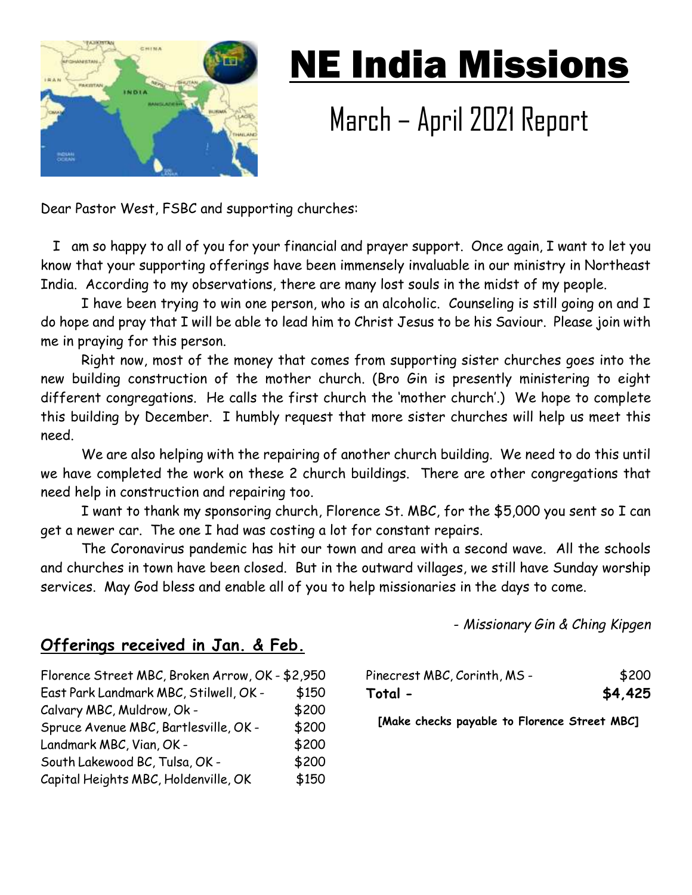# NE India Missions

## March – April 2021 Report

Dear Pastor West, FSBC and supporting churches:

I am so happy to all of you for your financial and prayer support. Once again, I want to let you know that your supporting offerings have been immensely invaluable in our ministry in Northeast India. According to my observations, there are many lost souls in the midst of my people.

I have been trying to win one person, who is an alcoholic. Counseling is still going on and I do hope and pray that I will be able to lead him to Christ Jesus to be his Saviour. Please join with me in praying for this person.

Right now, most of the money that comes from supporting sister churches goes into the new building construction of the mother church. (Bro Gin is presently ministering to eight different congregations. He calls the first church the 'mother church'.) We hope to complete this building by December. I humbly request that more sister churches will help us meet this need.

We are also helping with the repairing of another church building. We need to do this until we have completed the work on these 2 church buildings. There are other congregations that need help in construction and repairing too.

I want to thank my sponsoring church, Florence St. MBC, for the $5,000 you sent so I can get a newer car. The one I had was costing a lot for constant repairs.

The Coronavirus pandemic has hit our town and area with a second wave. All the schools and churches in town have been closed. But in the outward villages, we still have Sunday worship services. May God bless and enable all of you to help missionaries in the days to come.

*- Missionary Gin & Ching Kipgen*

## Offerings received in Jan. & Feb.

| Church | Amount |
| --- | --- |
| Florence Street MBC, Broken Arrow, OK - | $2,950 |
| East Park Landmark MBC, Stilwell, OK - | $150 |
| Calvary MBC, Muldrow, Ok - | $200 |
| Spruce Avenue MBC, Bartlesville, OK - | $200 |
| Landmark MBC, Vian, OK - | $200 |
| South Lakewood BC, Tulsa, OK - | $200 |
| Capital Heights MBC, Holdenville, OK | $150 |
| Pinecrest MBC, Corinth, MS - | $200 |
| **Total -** | **$4,425** |

**[Make checks payable to Florence Street MBC]**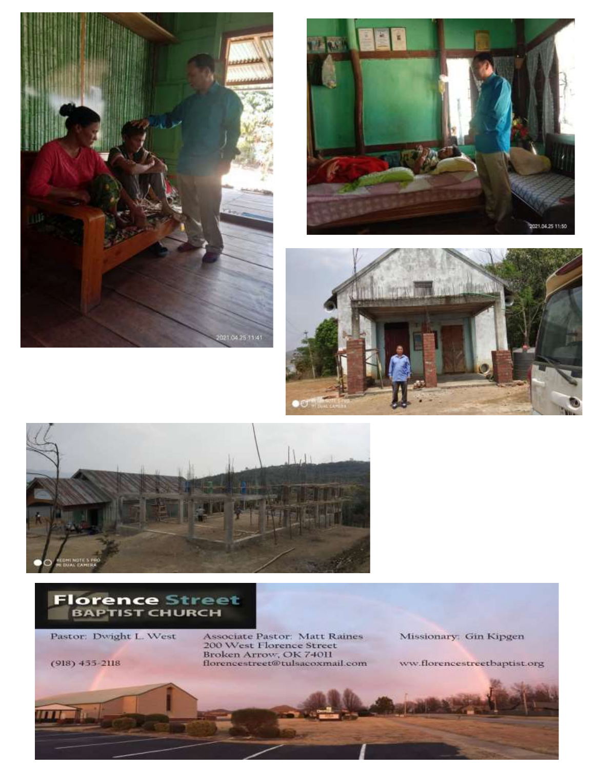# Florence Street BAPTIST CHURCH

Pastor: Dwight L. West

(918) 455-2118

Associate Pastor: Matt Raines
200 West Florence Street
Broken Arrow, OK 74011
florencestreet@tulsacoxmail.com

Missionary: Gin Kipgen

www.florencestreetbaptist.org